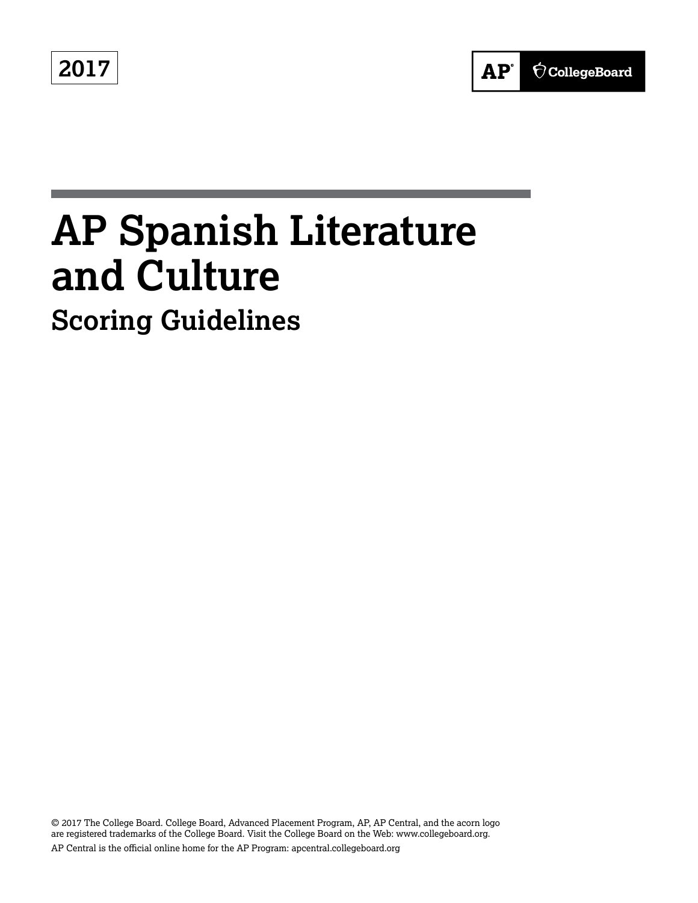2017

AP CollegeBoard

# AP Spanish Literature and Culture

## Scoring Guidelines

© 2017 The College Board. College Board, Advanced Placement Program, AP, AP Central, and the acorn logo are registered trademarks of the College Board. Visit the College Board on the Web: www.collegeboard.org.

AP Central is the official online home for the AP Program: apcentral.collegeboard.org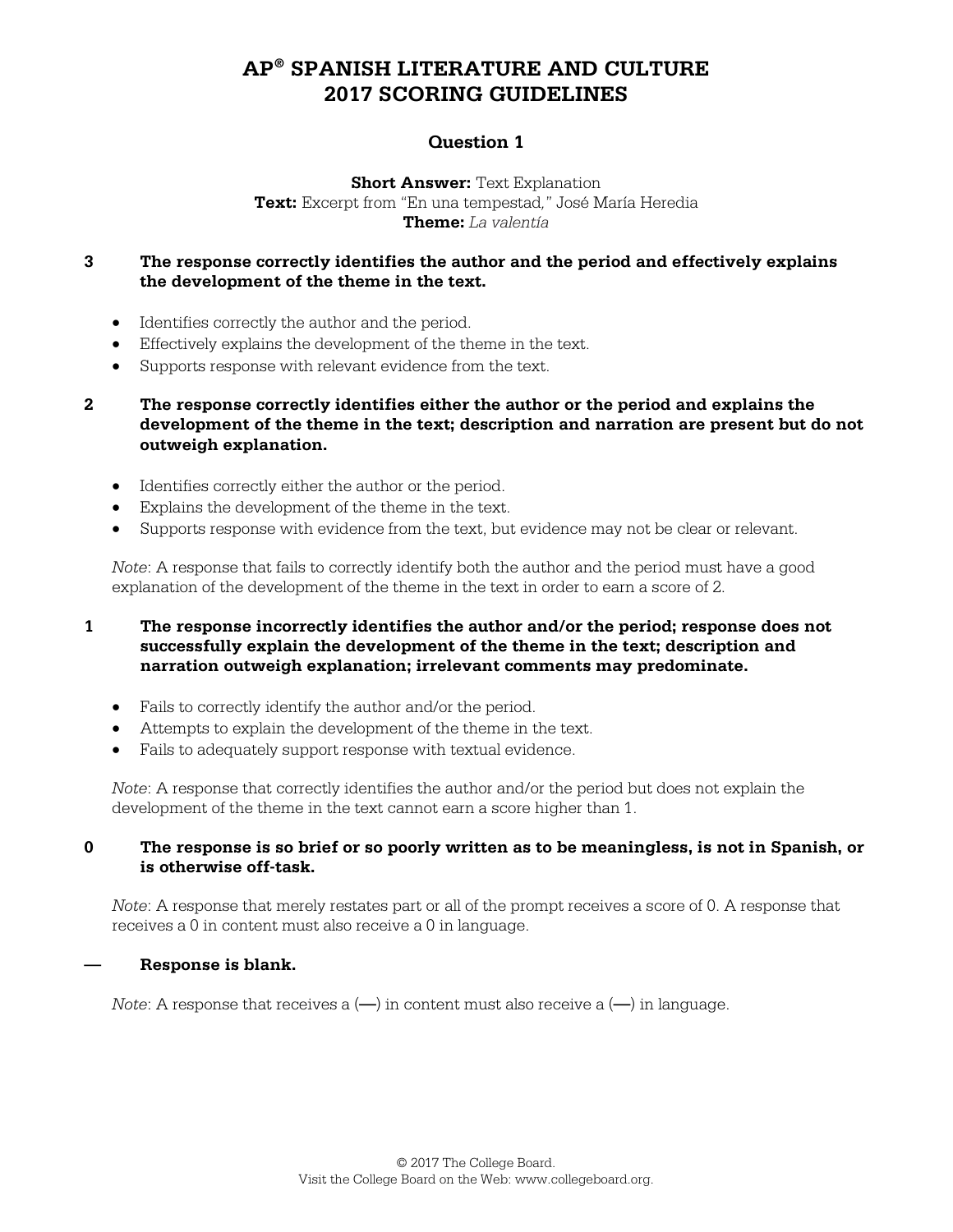# AP® SPANISH LITERATURE AND CULTURE 2017 SCORING GUIDELINES

## Question 1

**Short Answer:** Text Explanation
**Text:** Excerpt from "En una tempestad," José María Heredia
**Theme:** *La valentía*

**3 The response correctly identifies the author and the period and effectively explains the development of the theme in the text.**

- Identifies correctly the author and the period.
- Effectively explains the development of the theme in the text.
- Supports response with relevant evidence from the text.

**2 The response correctly identifies either the author or the period and explains the development of the theme in the text; description and narration are present but do not outweigh explanation.**

- Identifies correctly either the author or the period.
- Explains the development of the theme in the text.
- Supports response with evidence from the text, but evidence may not be clear or relevant.

*Note*: A response that fails to correctly identify both the author and the period must have a good explanation of the development of the theme in the text in order to earn a score of 2.

**1 The response incorrectly identifies the author and/or the period; response does not successfully explain the development of the theme in the text; description and narration outweigh explanation; irrelevant comments may predominate.**

- Fails to correctly identify the author and/or the period.
- Attempts to explain the development of the theme in the text.
- Fails to adequately support response with textual evidence.

*Note*: A response that correctly identifies the author and/or the period but does not explain the development of the theme in the text cannot earn a score higher than 1.

**0 The response is so brief or so poorly written as to be meaningless, is not in Spanish, or is otherwise off-task.**

*Note*: A response that merely restates part or all of the prompt receives a score of 0. A response that receives a 0 in content must also receive a 0 in language.

**— Response is blank.**

*Note*: A response that receives a (—) in content must also receive a (—) in language.

© 2017 The College Board.
Visit the College Board on the Web: www.collegeboard.org.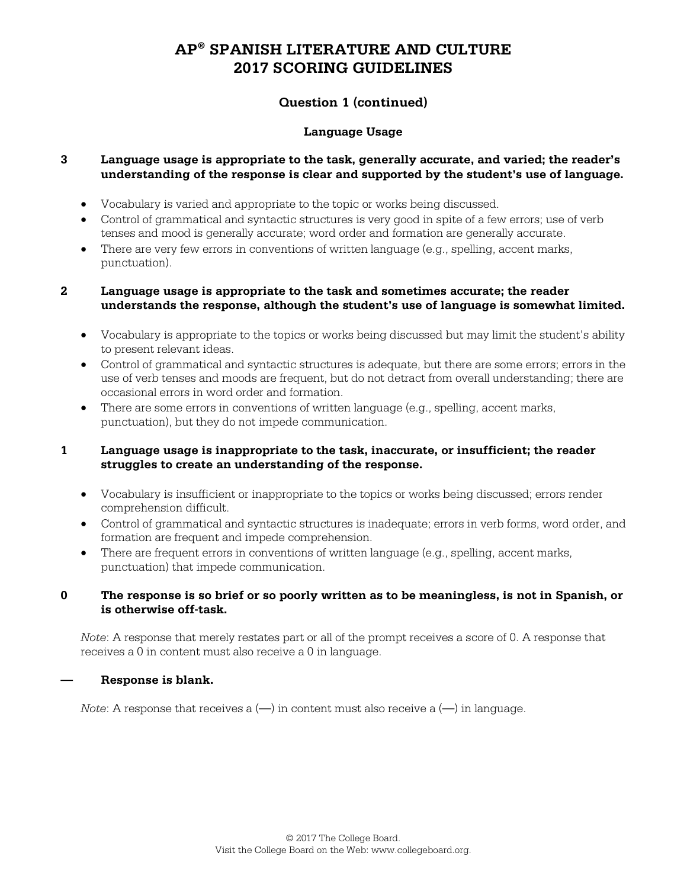# AP® SPANISH LITERATURE AND CULTURE
# 2017 SCORING GUIDELINES

## Question 1 (continued)

### Language Usage

**3 Language usage is appropriate to the task, generally accurate, and varied; the reader's understanding of the response is clear and supported by the student's use of language.**

- Vocabulary is varied and appropriate to the topic or works being discussed.
- Control of grammatical and syntactic structures is very good in spite of a few errors; use of verb tenses and mood is generally accurate; word order and formation are generally accurate.
- There are very few errors in conventions of written language (e.g., spelling, accent marks, punctuation).

**2 Language usage is appropriate to the task and sometimes accurate; the reader understands the response, although the student's use of language is somewhat limited.**

- Vocabulary is appropriate to the topics or works being discussed but may limit the student's ability to present relevant ideas.
- Control of grammatical and syntactic structures is adequate, but there are some errors; errors in the use of verb tenses and moods are frequent, but do not detract from overall understanding; there are occasional errors in word order and formation.
- There are some errors in conventions of written language (e.g., spelling, accent marks, punctuation), but they do not impede communication.

**1 Language usage is inappropriate to the task, inaccurate, or insufficient; the reader struggles to create an understanding of the response.**

- Vocabulary is insufficient or inappropriate to the topics or works being discussed; errors render comprehension difficult.
- Control of grammatical and syntactic structures is inadequate; errors in verb forms, word order, and formation are frequent and impede comprehension.
- There are frequent errors in conventions of written language (e.g., spelling, accent marks, punctuation) that impede communication.

**0 The response is so brief or so poorly written as to be meaningless, is not in Spanish, or is otherwise off-task.**

*Note*: A response that merely restates part or all of the prompt receives a score of 0. A response that receives a 0 in content must also receive a 0 in language.

**— Response is blank.**

*Note*: A response that receives a (—) in content must also receive a (—) in language.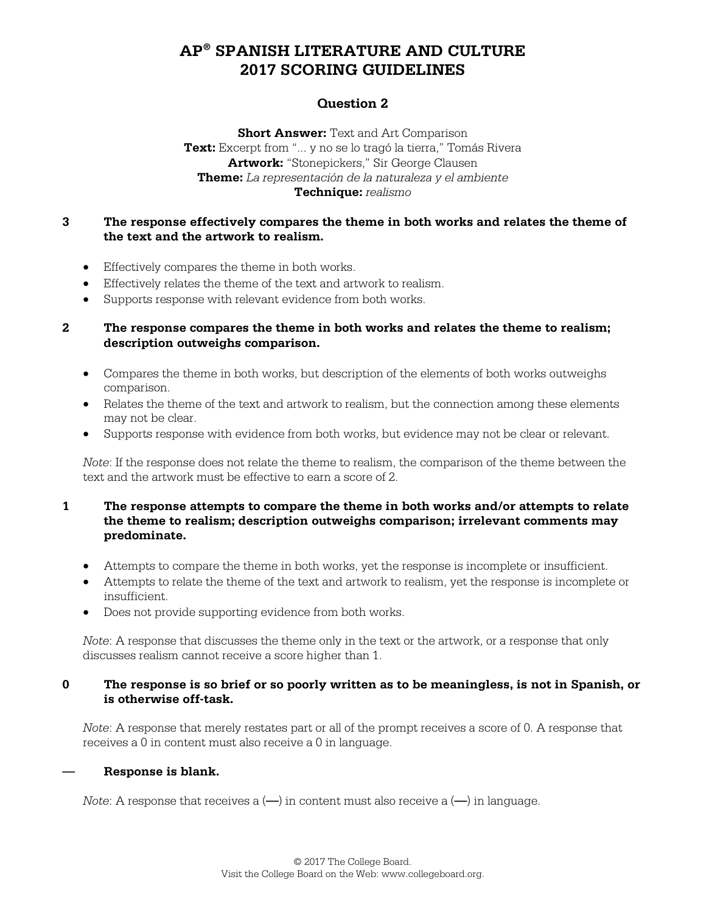# AP® SPANISH LITERATURE AND CULTURE 2017 SCORING GUIDELINES

## Question 2

**Short Answer:** Text and Art Comparison
**Text:** Excerpt from "... y no se lo tragó la tierra," Tomás Rivera
**Artwork:** "Stonepickers," Sir George Clausen
**Theme:** *La representación de la naturaleza y el ambiente*
**Technique:** *realismo*

**3 The response effectively compares the theme in both works and relates the theme of the text and the artwork to realism.**

- Effectively compares the theme in both works.
- Effectively relates the theme of the text and artwork to realism.
- Supports response with relevant evidence from both works.

**2 The response compares the theme in both works and relates the theme to realism; description outweighs comparison.**

- Compares the theme in both works, but description of the elements of both works outweighs comparison.
- Relates the theme of the text and artwork to realism, but the connection among these elements may not be clear.
- Supports response with evidence from both works, but evidence may not be clear or relevant.

*Note*: If the response does not relate the theme to realism, the comparison of the theme between the text and the artwork must be effective to earn a score of 2.

**1 The response attempts to compare the theme in both works and/or attempts to relate the theme to realism; description outweighs comparison; irrelevant comments may predominate.**

- Attempts to compare the theme in both works, yet the response is incomplete or insufficient.
- Attempts to relate the theme of the text and artwork to realism, yet the response is incomplete or insufficient.
- Does not provide supporting evidence from both works.

*Note*: A response that discusses the theme only in the text or the artwork, or a response that only discusses realism cannot receive a score higher than 1.

**0 The response is so brief or so poorly written as to be meaningless, is not in Spanish, or is otherwise off-task.**

*Note*: A response that merely restates part or all of the prompt receives a score of 0. A response that receives a 0 in content must also receive a 0 in language.

**— Response is blank.**

*Note*: A response that receives a (—) in content must also receive a (—) in language.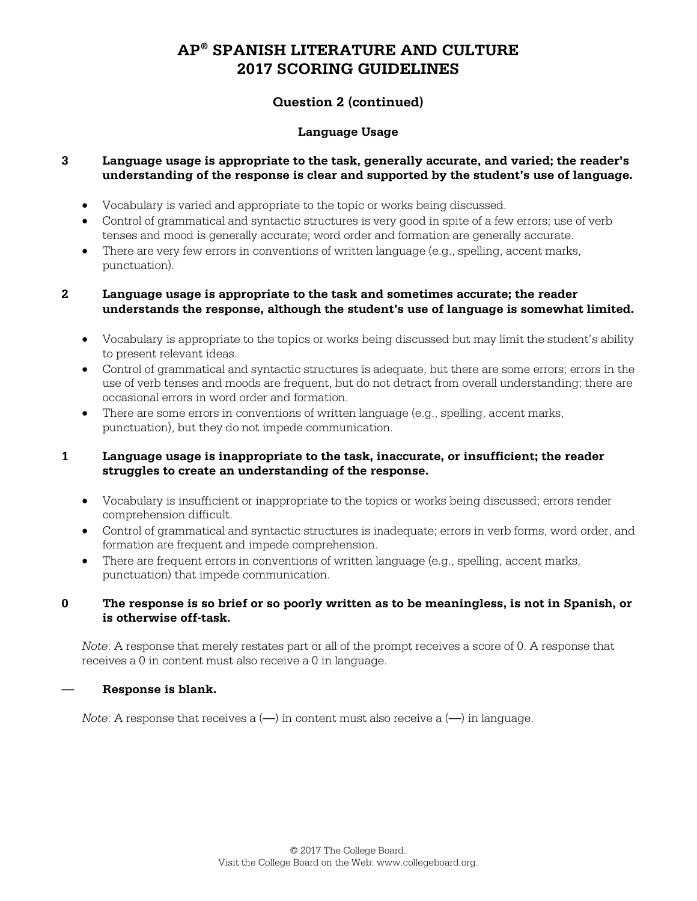# AP® SPANISH LITERATURE AND CULTURE 2017 SCORING GUIDELINES

## Question 2 (continued)

### Language Usage

**3 Language usage is appropriate to the task, generally accurate, and varied; the reader's understanding of the response is clear and supported by the student's use of language.**

- Vocabulary is varied and appropriate to the topic or works being discussed.
- Control of grammatical and syntactic structures is very good in spite of a few errors; use of verb tenses and mood is generally accurate; word order and formation are generally accurate.
- There are very few errors in conventions of written language (e.g., spelling, accent marks, punctuation).

**2 Language usage is appropriate to the task and sometimes accurate; the reader understands the response, although the student's use of language is somewhat limited.**

- Vocabulary is appropriate to the topics or works being discussed but may limit the student's ability to present relevant ideas.
- Control of grammatical and syntactic structures is adequate, but there are some errors; errors in the use of verb tenses and moods are frequent, but do not detract from overall understanding; there are occasional errors in word order and formation.
- There are some errors in conventions of written language (e.g., spelling, accent marks, punctuation), but they do not impede communication.

**1 Language usage is inappropriate to the task, inaccurate, or insufficient; the reader struggles to create an understanding of the response.**

- Vocabulary is insufficient or inappropriate to the topics or works being discussed; errors render comprehension difficult.
- Control of grammatical and syntactic structures is inadequate; errors in verb forms, word order, and formation are frequent and impede comprehension.
- There are frequent errors in conventions of written language (e.g., spelling, accent marks, punctuation) that impede communication.

**0 The response is so brief or so poorly written as to be meaningless, is not in Spanish, or is otherwise off-task.**

*Note*: A response that merely restates part or all of the prompt receives a score of 0. A response that receives a 0 in content must also receive a 0 in language.

**— Response is blank.**

*Note*: A response that receives a (—) in content must also receive a (—) in language.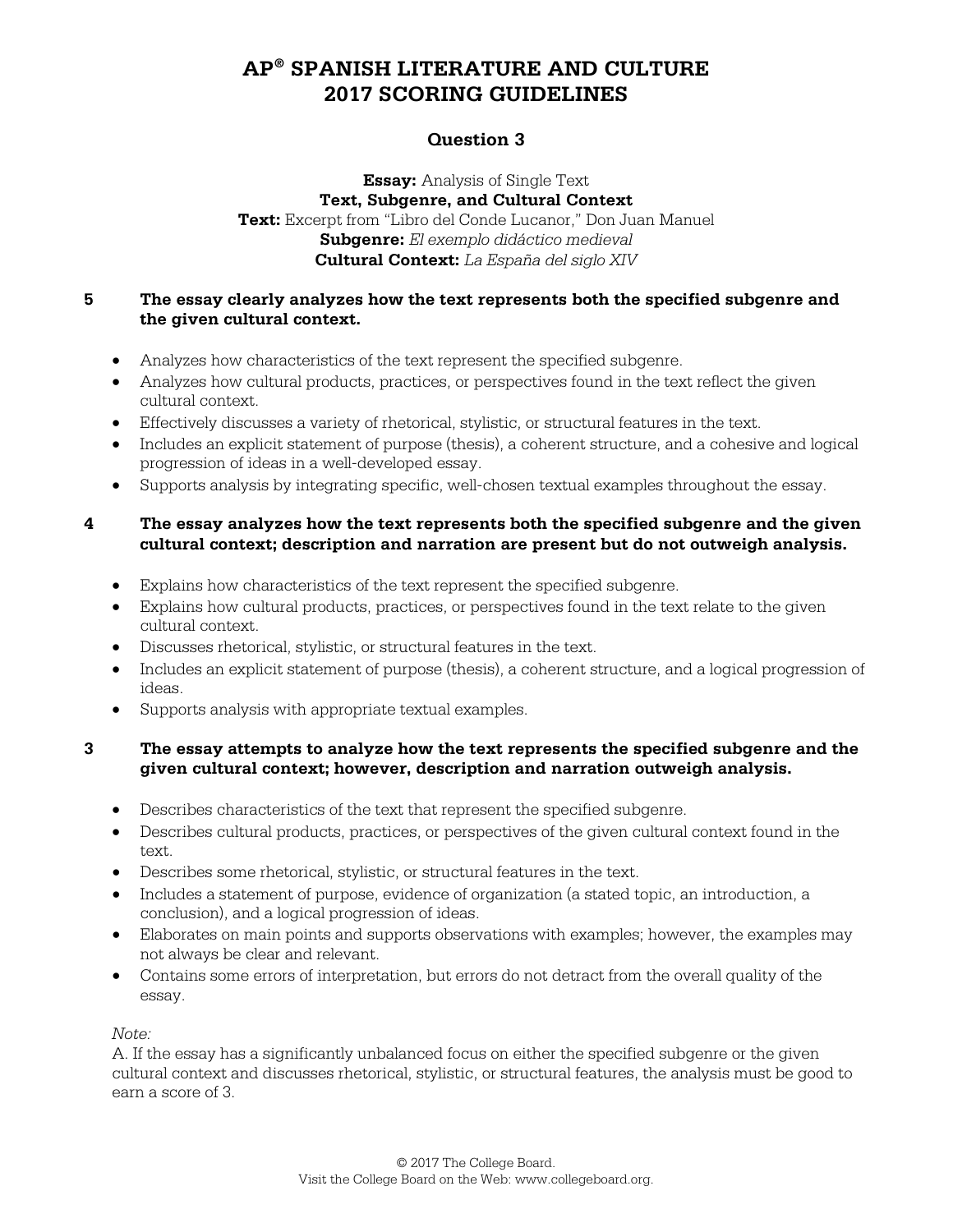# AP® SPANISH LITERATURE AND CULTURE 2017 SCORING GUIDELINES

## Question 3

**Essay:** Analysis of Single Text
**Text, Subgenre, and Cultural Context**
**Text:** Excerpt from "Libro del Conde Lucanor," Don Juan Manuel
**Subgenre:** *El exemplo didáctico medieval*
**Cultural Context:** *La España del siglo XIV*

**5 The essay clearly analyzes how the text represents both the specified subgenre and the given cultural context.**

- Analyzes how characteristics of the text represent the specified subgenre.
- Analyzes how cultural products, practices, or perspectives found in the text reflect the given cultural context.
- Effectively discusses a variety of rhetorical, stylistic, or structural features in the text.
- Includes an explicit statement of purpose (thesis), a coherent structure, and a cohesive and logical progression of ideas in a well-developed essay.
- Supports analysis by integrating specific, well-chosen textual examples throughout the essay.

**4 The essay analyzes how the text represents both the specified subgenre and the given cultural context; description and narration are present but do not outweigh analysis.**

- Explains how characteristics of the text represent the specified subgenre.
- Explains how cultural products, practices, or perspectives found in the text relate to the given cultural context.
- Discusses rhetorical, stylistic, or structural features in the text.
- Includes an explicit statement of purpose (thesis), a coherent structure, and a logical progression of ideas.
- Supports analysis with appropriate textual examples.

**3 The essay attempts to analyze how the text represents the specified subgenre and the given cultural context; however, description and narration outweigh analysis.**

- Describes characteristics of the text that represent the specified subgenre.
- Describes cultural products, practices, or perspectives of the given cultural context found in the text.
- Describes some rhetorical, stylistic, or structural features in the text.
- Includes a statement of purpose, evidence of organization (a stated topic, an introduction, a conclusion), and a logical progression of ideas.
- Elaborates on main points and supports observations with examples; however, the examples may not always be clear and relevant.
- Contains some errors of interpretation, but errors do not detract from the overall quality of the essay.

*Note:*
A. If the essay has a significantly unbalanced focus on either the specified subgenre or the given cultural context and discusses rhetorical, stylistic, or structural features, the analysis must be good to earn a score of 3.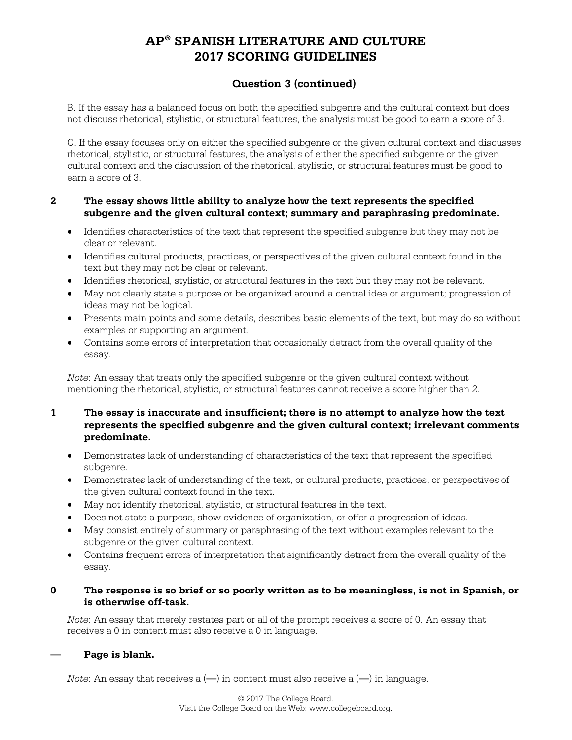# AP® SPANISH LITERATURE AND CULTURE 2017 SCORING GUIDELINES

## Question 3 (continued)

B. If the essay has a balanced focus on both the specified subgenre and the cultural context but does not discuss rhetorical, stylistic, or structural features, the analysis must be good to earn a score of 3.

C. If the essay focuses only on either the specified subgenre or the given cultural context and discusses rhetorical, stylistic, or structural features, the analysis of either the specified subgenre or the given cultural context and the discussion of the rhetorical, stylistic, or structural features must be good to earn a score of 3.

**2 The essay shows little ability to analyze how the text represents the specified subgenre and the given cultural context; summary and paraphrasing predominate.**

- Identifies characteristics of the text that represent the specified subgenre but they may not be clear or relevant.
- Identifies cultural products, practices, or perspectives of the given cultural context found in the text but they may not be clear or relevant.
- Identifies rhetorical, stylistic, or structural features in the text but they may not be relevant.
- May not clearly state a purpose or be organized around a central idea or argument; progression of ideas may not be logical.
- Presents main points and some details, describes basic elements of the text, but may do so without examples or supporting an argument.
- Contains some errors of interpretation that occasionally detract from the overall quality of the essay.

*Note*: An essay that treats only the specified subgenre or the given cultural context without mentioning the rhetorical, stylistic, or structural features cannot receive a score higher than 2.

**1 The essay is inaccurate and insufficient; there is no attempt to analyze how the text represents the specified subgenre and the given cultural context; irrelevant comments predominate.**

- Demonstrates lack of understanding of characteristics of the text that represent the specified subgenre.
- Demonstrates lack of understanding of the text, or cultural products, practices, or perspectives of the given cultural context found in the text.
- May not identify rhetorical, stylistic, or structural features in the text.
- Does not state a purpose, show evidence of organization, or offer a progression of ideas.
- May consist entirely of summary or paraphrasing of the text without examples relevant to the subgenre or the given cultural context.
- Contains frequent errors of interpretation that significantly detract from the overall quality of the essay.

**0 The response is so brief or so poorly written as to be meaningless, is not in Spanish, or is otherwise off-task.**

*Note*: An essay that merely restates part or all of the prompt receives a score of 0. An essay that receives a 0 in content must also receive a 0 in language.

**— Page is blank.**

*Note*: An essay that receives a (—) in content must also receive a (—) in language.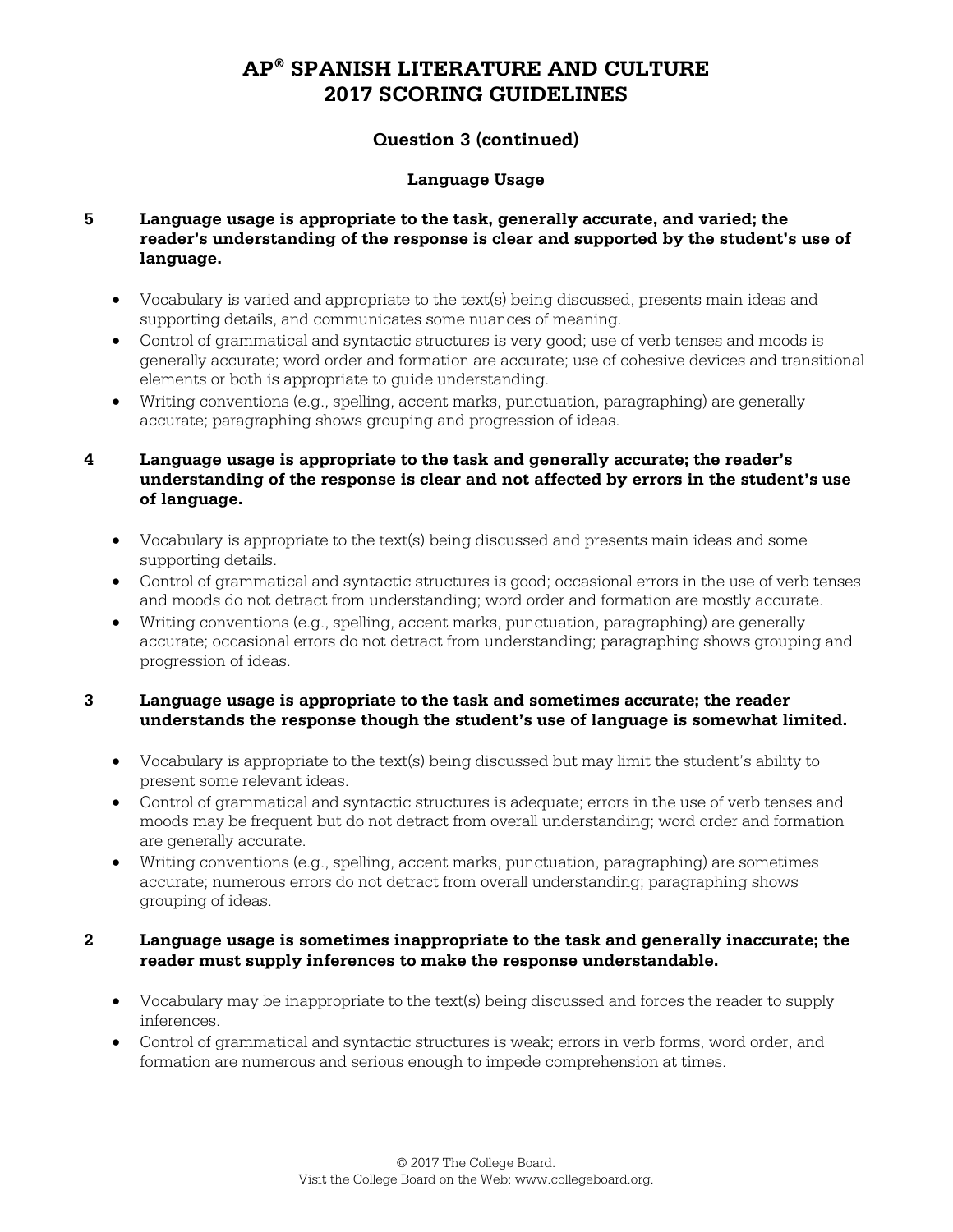# AP® SPANISH LITERATURE AND CULTURE 2017 SCORING GUIDELINES

## Question 3 (continued)

### Language Usage

**5 Language usage is appropriate to the task, generally accurate, and varied; the reader's understanding of the response is clear and supported by the student's use of language.**

- Vocabulary is varied and appropriate to the text(s) being discussed, presents main ideas and supporting details, and communicates some nuances of meaning.
- Control of grammatical and syntactic structures is very good; use of verb tenses and moods is generally accurate; word order and formation are accurate; use of cohesive devices and transitional elements or both is appropriate to guide understanding.
- Writing conventions (e.g., spelling, accent marks, punctuation, paragraphing) are generally accurate; paragraphing shows grouping and progression of ideas.

**4 Language usage is appropriate to the task and generally accurate; the reader's understanding of the response is clear and not affected by errors in the student's use of language.**

- Vocabulary is appropriate to the text(s) being discussed and presents main ideas and some supporting details.
- Control of grammatical and syntactic structures is good; occasional errors in the use of verb tenses and moods do not detract from understanding; word order and formation are mostly accurate.
- Writing conventions (e.g., spelling, accent marks, punctuation, paragraphing) are generally accurate; occasional errors do not detract from understanding; paragraphing shows grouping and progression of ideas.

**3 Language usage is appropriate to the task and sometimes accurate; the reader understands the response though the student's use of language is somewhat limited.**

- Vocabulary is appropriate to the text(s) being discussed but may limit the student's ability to present some relevant ideas.
- Control of grammatical and syntactic structures is adequate; errors in the use of verb tenses and moods may be frequent but do not detract from overall understanding; word order and formation are generally accurate.
- Writing conventions (e.g., spelling, accent marks, punctuation, paragraphing) are sometimes accurate; numerous errors do not detract from overall understanding; paragraphing shows grouping of ideas.

**2 Language usage is sometimes inappropriate to the task and generally inaccurate; the reader must supply inferences to make the response understandable.**

- Vocabulary may be inappropriate to the text(s) being discussed and forces the reader to supply inferences.
- Control of grammatical and syntactic structures is weak; errors in verb forms, word order, and formation are numerous and serious enough to impede comprehension at times.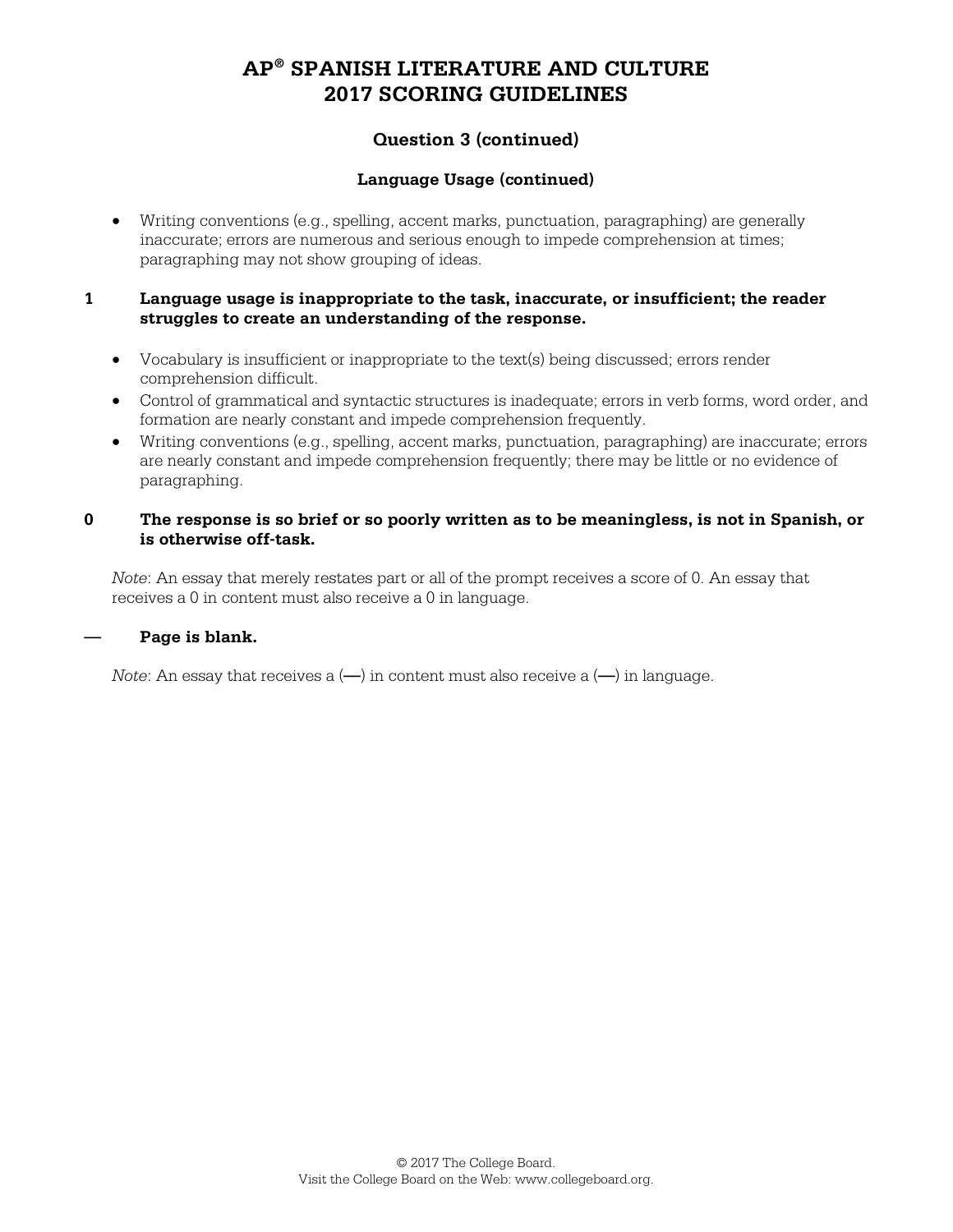# AP® SPANISH LITERATURE AND CULTURE 2017 SCORING GUIDELINES

## Question 3 (continued)

### Language Usage (continued)

- Writing conventions (e.g., spelling, accent marks, punctuation, paragraphing) are generally inaccurate; errors are numerous and serious enough to impede comprehension at times; paragraphing may not show grouping of ideas.

**1 Language usage is inappropriate to the task, inaccurate, or insufficient; the reader struggles to create an understanding of the response.**

- Vocabulary is insufficient or inappropriate to the text(s) being discussed; errors render comprehension difficult.
- Control of grammatical and syntactic structures is inadequate; errors in verb forms, word order, and formation are nearly constant and impede comprehension frequently.
- Writing conventions (e.g., spelling, accent marks, punctuation, paragraphing) are inaccurate; errors are nearly constant and impede comprehension frequently; there may be little or no evidence of paragraphing.

**0 The response is so brief or so poorly written as to be meaningless, is not in Spanish, or is otherwise off-task.**

*Note*: An essay that merely restates part or all of the prompt receives a score of 0. An essay that receives a 0 in content must also receive a 0 in language.

**— Page is blank.**

*Note*: An essay that receives a (—) in content must also receive a (—) in language.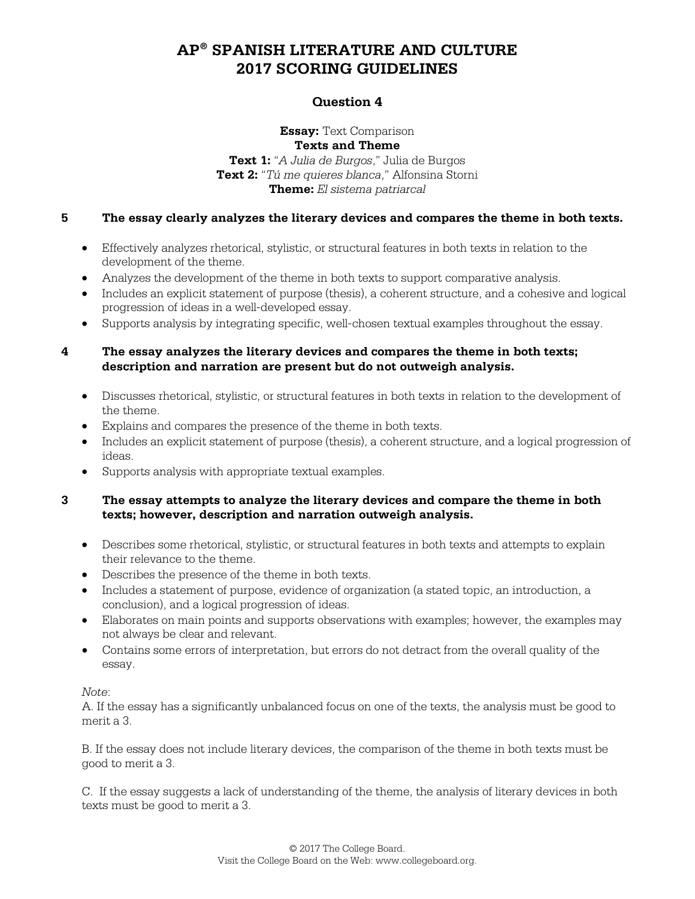# AP® SPANISH LITERATURE AND CULTURE 2017 SCORING GUIDELINES

## Question 4

**Essay:** Text Comparison
**Texts and Theme**
**Text 1:** "*A Julia de Burgos*," Julia de Burgos
**Text 2:** "*Tú me quieres blanca*," Alfonsina Storni
**Theme:** *El sistema patriarcal*

**5 The essay clearly analyzes the literary devices and compares the theme in both texts.**

- Effectively analyzes rhetorical, stylistic, or structural features in both texts in relation to the development of the theme.
- Analyzes the development of the theme in both texts to support comparative analysis.
- Includes an explicit statement of purpose (thesis), a coherent structure, and a cohesive and logical progression of ideas in a well-developed essay.
- Supports analysis by integrating specific, well-chosen textual examples throughout the essay.

**4 The essay analyzes the literary devices and compares the theme in both texts; description and narration are present but do not outweigh analysis.**

- Discusses rhetorical, stylistic, or structural features in both texts in relation to the development of the theme.
- Explains and compares the presence of the theme in both texts.
- Includes an explicit statement of purpose (thesis), a coherent structure, and a logical progression of ideas.
- Supports analysis with appropriate textual examples.

**3 The essay attempts to analyze the literary devices and compare the theme in both texts; however, description and narration outweigh analysis.**

- Describes some rhetorical, stylistic, or structural features in both texts and attempts to explain their relevance to the theme.
- Describes the presence of the theme in both texts.
- Includes a statement of purpose, evidence of organization (a stated topic, an introduction, a conclusion), and a logical progression of ideas.
- Elaborates on main points and supports observations with examples; however, the examples may not always be clear and relevant.
- Contains some errors of interpretation, but errors do not detract from the overall quality of the essay.

*Note*:
A. If the essay has a significantly unbalanced focus on one of the texts, the analysis must be good to merit a 3.

B. If the essay does not include literary devices, the comparison of the theme in both texts must be good to merit a 3.

C. If the essay suggests a lack of understanding of the theme, the analysis of literary devices in both texts must be good to merit a 3.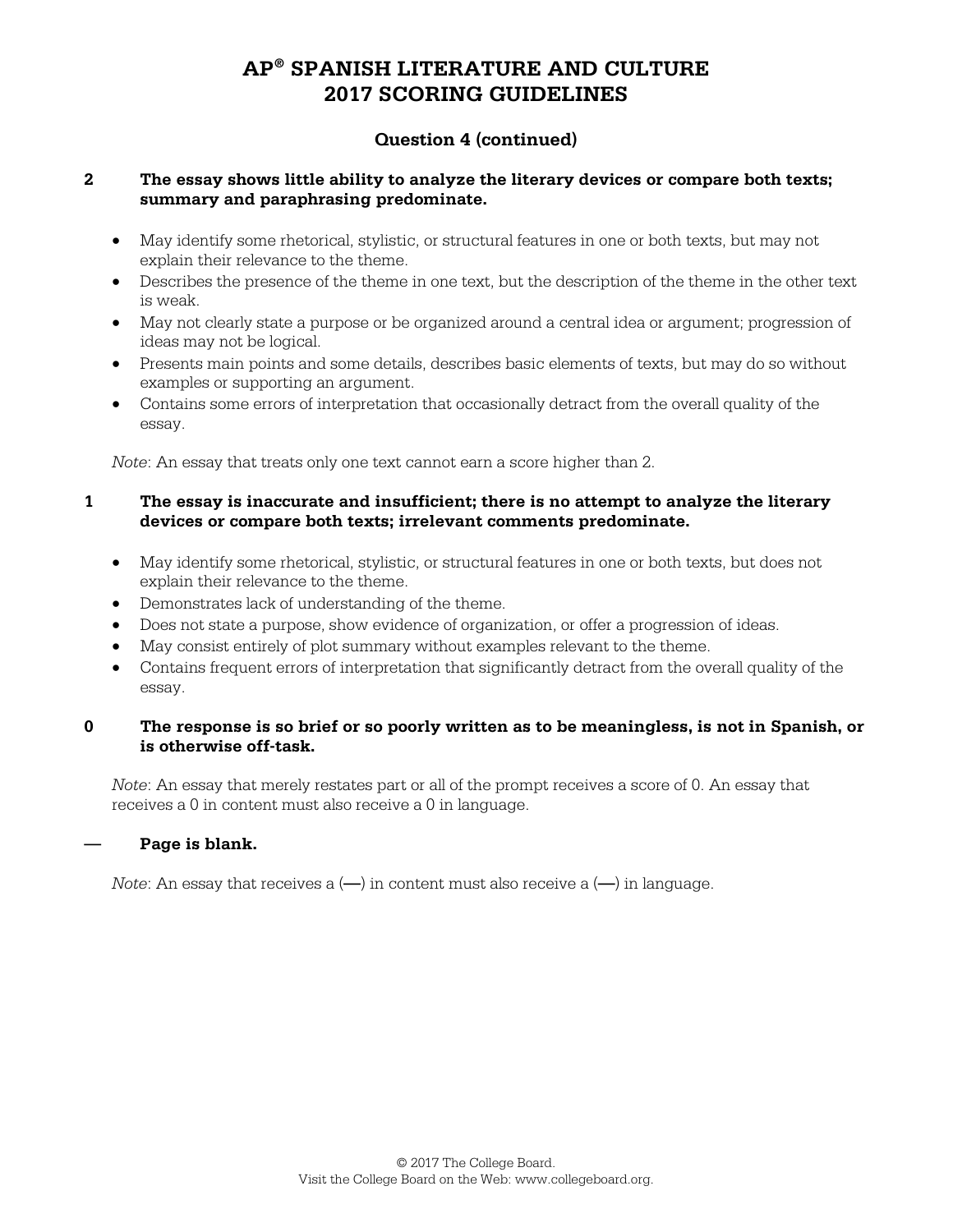# AP® SPANISH LITERATURE AND CULTURE 2017 SCORING GUIDELINES

## Question 4 (continued)

**2 The essay shows little ability to analyze the literary devices or compare both texts; summary and paraphrasing predominate.**

- May identify some rhetorical, stylistic, or structural features in one or both texts, but may not explain their relevance to the theme.
- Describes the presence of the theme in one text, but the description of the theme in the other text is weak.
- May not clearly state a purpose or be organized around a central idea or argument; progression of ideas may not be logical.
- Presents main points and some details, describes basic elements of texts, but may do so without examples or supporting an argument.
- Contains some errors of interpretation that occasionally detract from the overall quality of the essay.

*Note*: An essay that treats only one text cannot earn a score higher than 2.

**1 The essay is inaccurate and insufficient; there is no attempt to analyze the literary devices or compare both texts; irrelevant comments predominate.**

- May identify some rhetorical, stylistic, or structural features in one or both texts, but does not explain their relevance to the theme.
- Demonstrates lack of understanding of the theme.
- Does not state a purpose, show evidence of organization, or offer a progression of ideas.
- May consist entirely of plot summary without examples relevant to the theme.
- Contains frequent errors of interpretation that significantly detract from the overall quality of the essay.

**0 The response is so brief or so poorly written as to be meaningless, is not in Spanish, or is otherwise off-task.**

*Note*: An essay that merely restates part or all of the prompt receives a score of 0. An essay that receives a 0 in content must also receive a 0 in language.

**— Page is blank.**

*Note*: An essay that receives a (—) in content must also receive a (—) in language.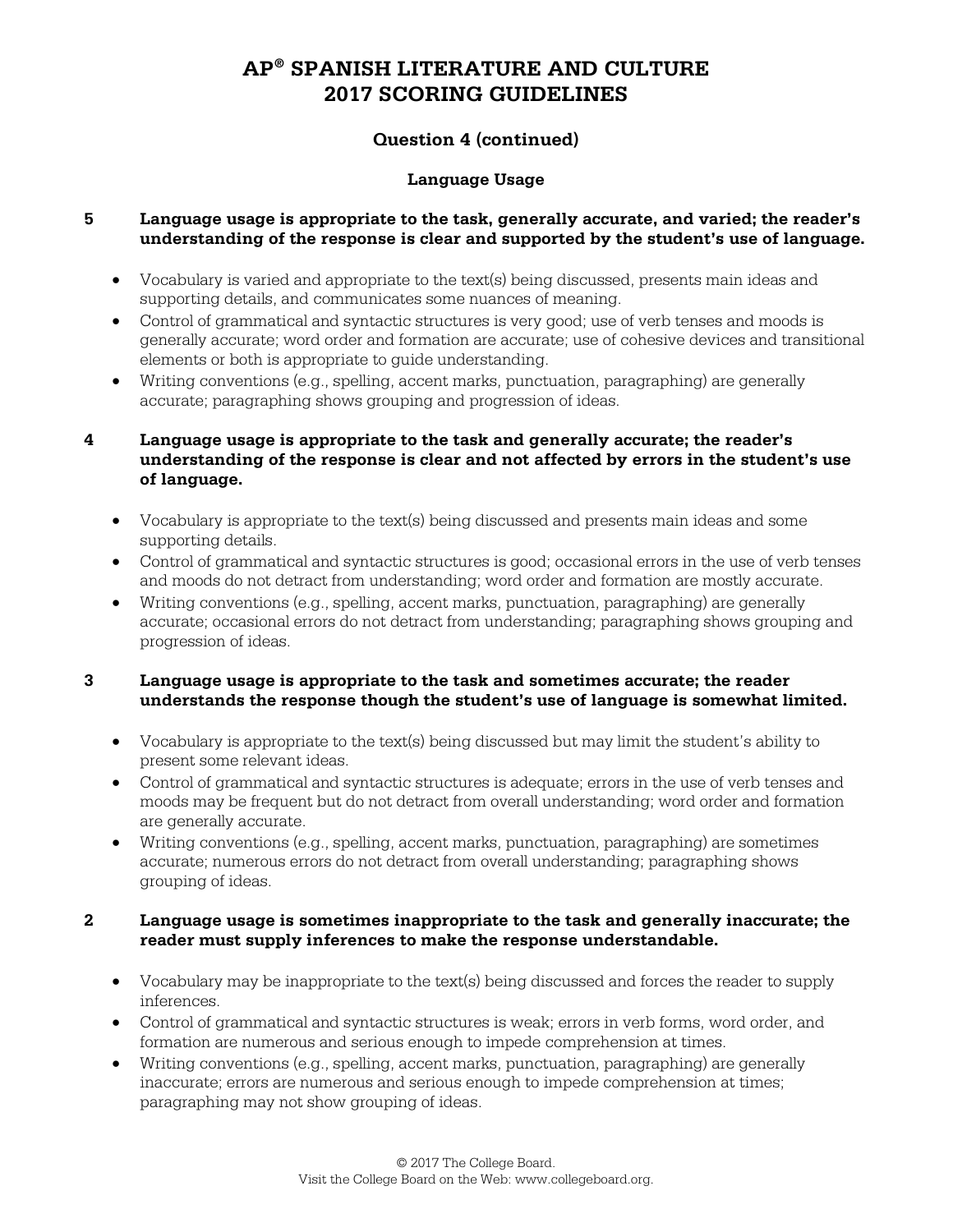# AP® SPANISH LITERATURE AND CULTURE 2017 SCORING GUIDELINES

## Question 4 (continued)

### Language Usage

**5 Language usage is appropriate to the task, generally accurate, and varied; the reader's understanding of the response is clear and supported by the student's use of language.**

- Vocabulary is varied and appropriate to the text(s) being discussed, presents main ideas and supporting details, and communicates some nuances of meaning.
- Control of grammatical and syntactic structures is very good; use of verb tenses and moods is generally accurate; word order and formation are accurate; use of cohesive devices and transitional elements or both is appropriate to guide understanding.
- Writing conventions (e.g., spelling, accent marks, punctuation, paragraphing) are generally accurate; paragraphing shows grouping and progression of ideas.

**4 Language usage is appropriate to the task and generally accurate; the reader's understanding of the response is clear and not affected by errors in the student's use of language.**

- Vocabulary is appropriate to the text(s) being discussed and presents main ideas and some supporting details.
- Control of grammatical and syntactic structures is good; occasional errors in the use of verb tenses and moods do not detract from understanding; word order and formation are mostly accurate.
- Writing conventions (e.g., spelling, accent marks, punctuation, paragraphing) are generally accurate; occasional errors do not detract from understanding; paragraphing shows grouping and progression of ideas.

**3 Language usage is appropriate to the task and sometimes accurate; the reader understands the response though the student's use of language is somewhat limited.**

- Vocabulary is appropriate to the text(s) being discussed but may limit the student's ability to present some relevant ideas.
- Control of grammatical and syntactic structures is adequate; errors in the use of verb tenses and moods may be frequent but do not detract from overall understanding; word order and formation are generally accurate.
- Writing conventions (e.g., spelling, accent marks, punctuation, paragraphing) are sometimes accurate; numerous errors do not detract from overall understanding; paragraphing shows grouping of ideas.

**2 Language usage is sometimes inappropriate to the task and generally inaccurate; the reader must supply inferences to make the response understandable.**

- Vocabulary may be inappropriate to the text(s) being discussed and forces the reader to supply inferences.
- Control of grammatical and syntactic structures is weak; errors in verb forms, word order, and formation are numerous and serious enough to impede comprehension at times.
- Writing conventions (e.g., spelling, accent marks, punctuation, paragraphing) are generally inaccurate; errors are numerous and serious enough to impede comprehension at times; paragraphing may not show grouping of ideas.

© 2017 The College Board.
Visit the College Board on the Web: www.collegeboard.org.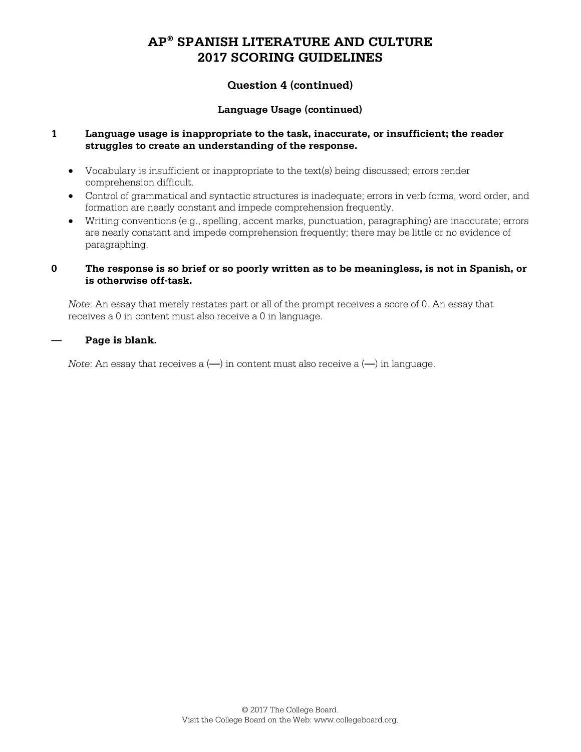# AP® SPANISH LITERATURE AND CULTURE 2017 SCORING GUIDELINES

## Question 4 (continued)

### Language Usage (continued)

**1 Language usage is inappropriate to the task, inaccurate, or insufficient; the reader struggles to create an understanding of the response.**

- Vocabulary is insufficient or inappropriate to the text(s) being discussed; errors render comprehension difficult.
- Control of grammatical and syntactic structures is inadequate; errors in verb forms, word order, and formation are nearly constant and impede comprehension frequently.
- Writing conventions (e.g., spelling, accent marks, punctuation, paragraphing) are inaccurate; errors are nearly constant and impede comprehension frequently; there may be little or no evidence of paragraphing.

**0 The response is so brief or so poorly written as to be meaningless, is not in Spanish, or is otherwise off-task.**

*Note*: An essay that merely restates part or all of the prompt receives a score of 0. An essay that receives a 0 in content must also receive a 0 in language.

**— Page is blank.**

*Note*: An essay that receives a (—) in content must also receive a (—) in language.

© 2017 The College Board.
Visit the College Board on the Web: www.collegeboard.org.